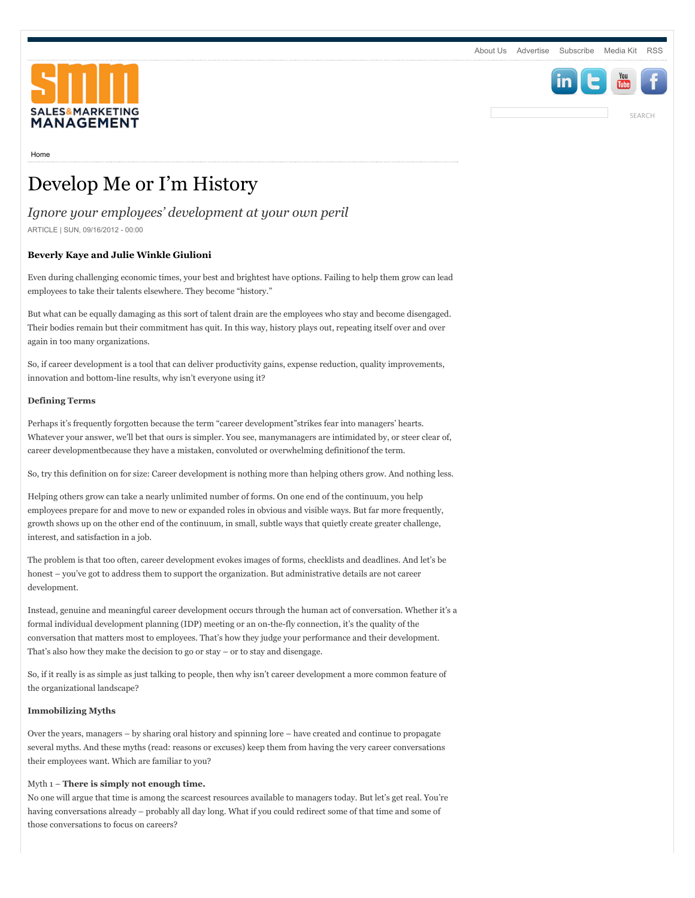About Us Advertise Subscribe Media Kit RSS

SALES&MARKETING MANAGEMENT

SEARCH

Home

# Develop Me or I'm History

*Ignore your employees' development at your own peril*

ARTICLE | SUN, 09/16/2012 - 00:00

**Beverly Kaye and Julie Winkle Giulioni**

Even during challenging economic times, your best and brightest have options. Failing to help them grow can lead employees to take their talents elsewhere. They become "history."

But what can be equally damaging as this sort of talent drain are the employees who stay and become disengaged. Their bodies remain but their commitment has quit. In this way, history plays out, repeating itself over and over again in too many organizations.

So, if career development is a tool that can deliver productivity gains, expense reduction, quality improvements, innovation and bottom-line results, why isn't everyone using it?

**Defining Terms**

Perhaps it's frequently forgotten because the term "career development"strikes fear into managers' hearts. Whatever your answer, we'll bet that ours is simpler. You see, manymanagers are intimidated by, or steer clear of, career developmentbecause they have a mistaken, convoluted or overwhelming definitionof the term.

So, try this definition on for size: Career development is nothing more than helping others grow. And nothing less.

Helping others grow can take a nearly unlimited number of forms. On one end of the continuum, you help employees prepare for and move to new or expanded roles in obvious and visible ways. But far more frequently, growth shows up on the other end of the continuum, in small, subtle ways that quietly create greater challenge, interest, and satisfaction in a job.

The problem is that too often, career development evokes images of forms, checklists and deadlines. And let's be honest – you've got to address them to support the organization. But administrative details are not career development.

Instead, genuine and meaningful career development occurs through the human act of conversation. Whether it's a formal individual development planning (IDP) meeting or an on-the-fly connection, it's the quality of the conversation that matters most to employees. That's how they judge your performance and their development. That's also how they make the decision to go or stay – or to stay and disengage.

So, if it really is as simple as just talking to people, then why isn't career development a more common feature of the organizational landscape?

**Immobilizing Myths**

Over the years, managers – by sharing oral history and spinning lore – have created and continue to propagate several myths. And these myths (read: reasons or excuses) keep them from having the very career conversations their employees want. Which are familiar to you?

Myth 1 – **There is simply not enough time.**
No one will argue that time is among the scarcest resources available to managers today. But let's get real. You're having conversations already – probably all day long. What if you could redirect some of that time and some of those conversations to focus on careers?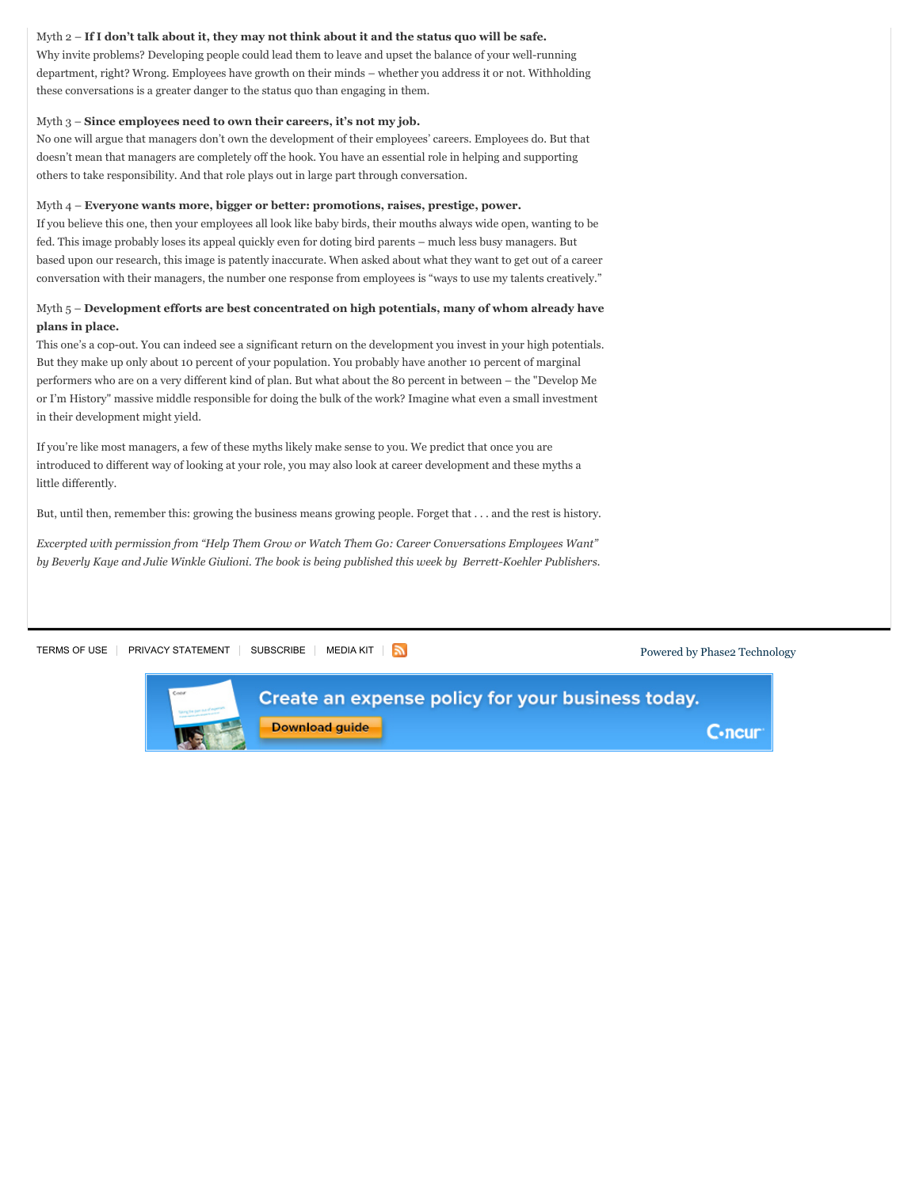Myth 2 – **If I don't talk about it, they may not think about it and the status quo will be safe.**
Why invite problems? Developing people could lead them to leave and upset the balance of your well-running department, right? Wrong. Employees have growth on their minds – whether you address it or not. Withholding these conversations is a greater danger to the status quo than engaging in them.

Myth 3 – **Since employees need to own their careers, it's not my job.**
No one will argue that managers don't own the development of their employees' careers. Employees do. But that doesn't mean that managers are completely off the hook. You have an essential role in helping and supporting others to take responsibility. And that role plays out in large part through conversation.

Myth 4 – **Everyone wants more, bigger or better: promotions, raises, prestige, power.**
If you believe this one, then your employees all look like baby birds, their mouths always wide open, wanting to be fed. This image probably loses its appeal quickly even for doting bird parents – much less busy managers. But based upon our research, this image is patently inaccurate. When asked about what they want to get out of a career conversation with their managers, the number one response from employees is "ways to use my talents creatively."

Myth 5 – **Development efforts are best concentrated on high potentials, many of whom already have plans in place.**
This one's a cop-out. You can indeed see a significant return on the development you invest in your high potentials. But they make up only about 10 percent of your population. You probably have another 10 percent of marginal performers who are on a very different kind of plan. But what about the 80 percent in between – the "Develop Me or I'm History" massive middle responsible for doing the bulk of the work? Imagine what even a small investment in their development might yield.

If you're like most managers, a few of these myths likely make sense to you. We predict that once you are introduced to different way of looking at your role, you may also look at career development and these myths a little differently.

But, until then, remember this: growing the business means growing people. Forget that . . . and the rest is history.

*Excerpted with permission from "Help Them Grow or Watch Them Go: Career Conversations Employees Want" by Beverly Kaye and Julie Winkle Giulioni. The book is being published this week by Berrett-Koehler Publishers.*

TERMS OF USE | PRIVACY STATEMENT | SUBSCRIBE | MEDIA KIT

Powered by Phase2 Technology

Create an expense policy for your business today.

Download guide

Concur